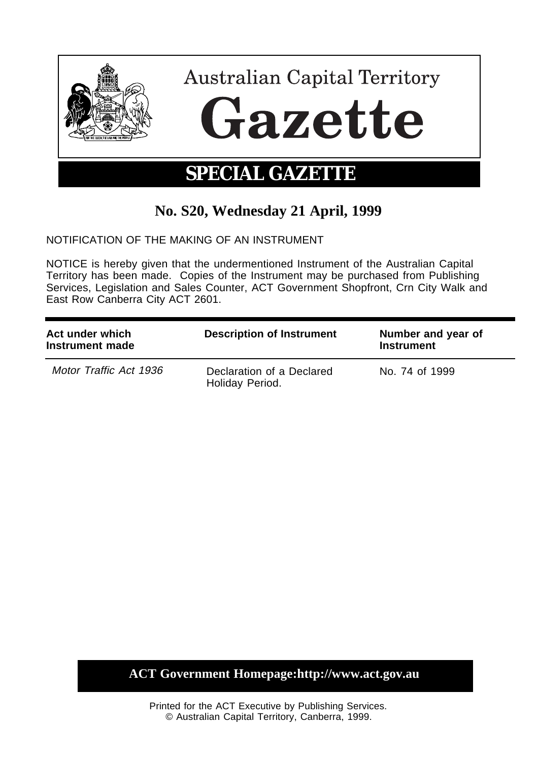# Australian Capital Territory Gazette

## SPECIAL GAZETTE

### No. S20, Wednesday 21 April, 1999

NOTIFICATION OF THE MAKING OF AN INSTRUMENT

NOTICE is hereby given that the undermentioned Instrument of the Australian Capital Territory has been made. Copies of the Instrument may be purchased from Publishing Services, Legislation and Sales Counter, ACT Government Shopfront, Crn City Walk and East Row Canberra City ACT 2601.

| Act under which Instrument made | Description of Instrument | Number and year of Instrument |
|---|---|---|
| *Motor Traffic Act 1936* | Declaration of a Declared Holiday Period. | No. 74 of 1999 |

**ACT Government Homepage:http://www.act.gov.au**

Printed for the ACT Executive by Publishing Services.
© Australian Capital Territory, Canberra, 1999.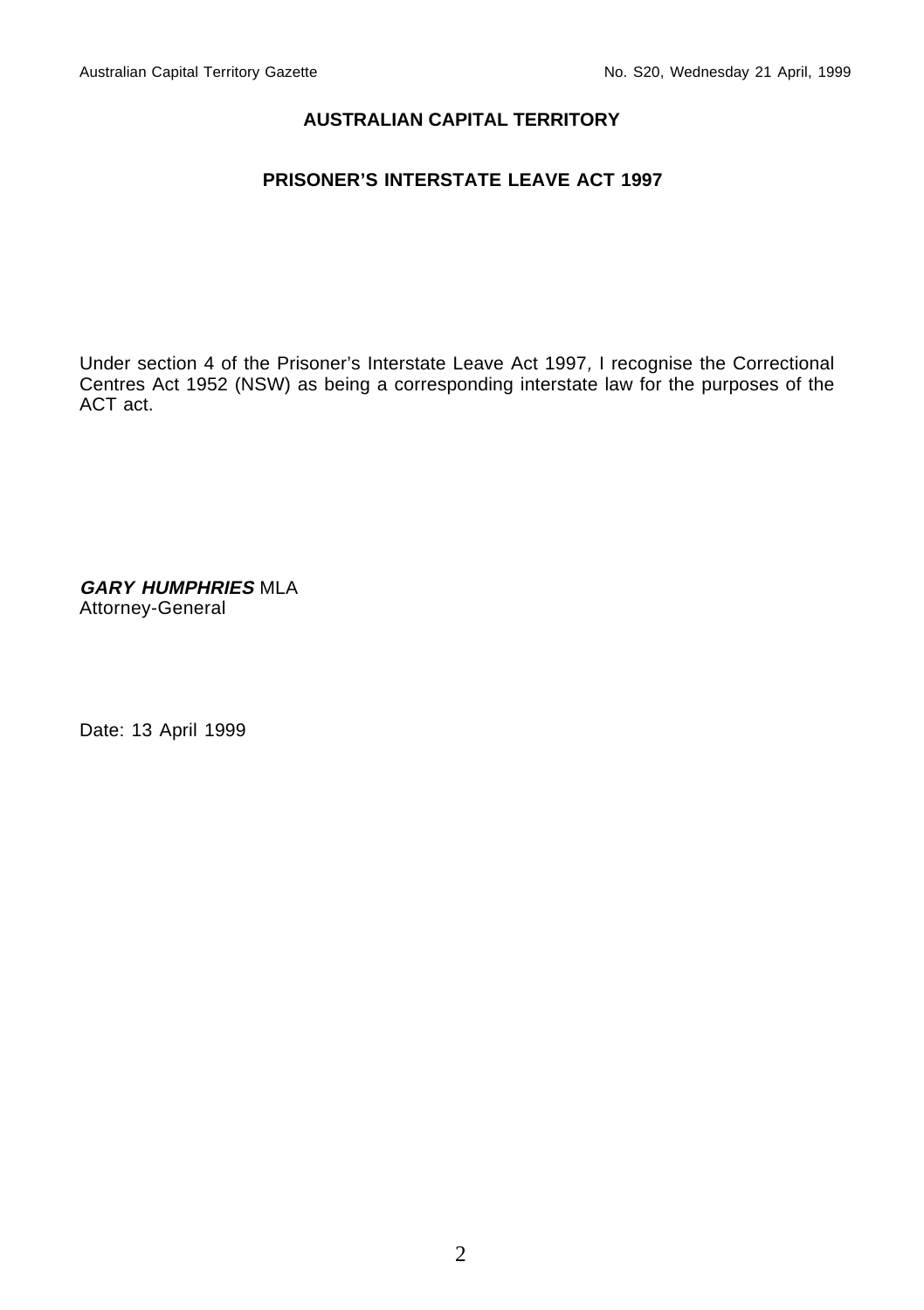# AUSTRALIAN CAPITAL TERRITORY

## PRISONER'S INTERSTATE LEAVE ACT 1997

Under section 4 of the Prisoner's Interstate Leave Act 1997, I recognise the Correctional Centres Act 1952 (NSW) as being a corresponding interstate law for the purposes of the ACT act.

***GARY HUMPHRIES*** MLA
Attorney-General

Date: 13 April 1999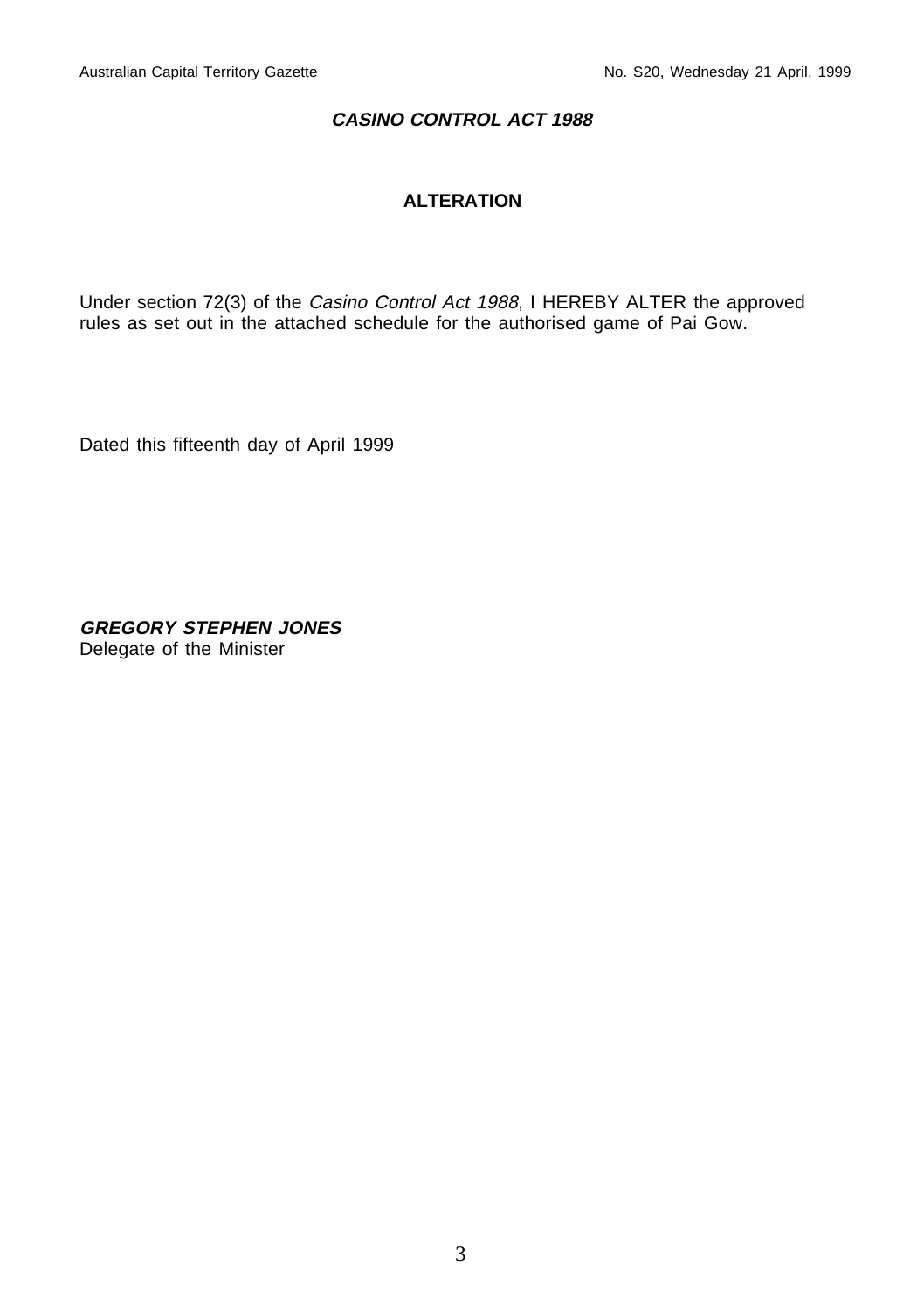## ***CASINO CONTROL ACT 1988***

### **ALTERATION**

Under section 72(3) of the *Casino Control Act 1988*, I HEREBY ALTER the approved rules as set out in the attached schedule for the authorised game of Pai Gow.

Dated this fifteenth day of April 1999

***GREGORY STEPHEN JONES***
Delegate of the Minister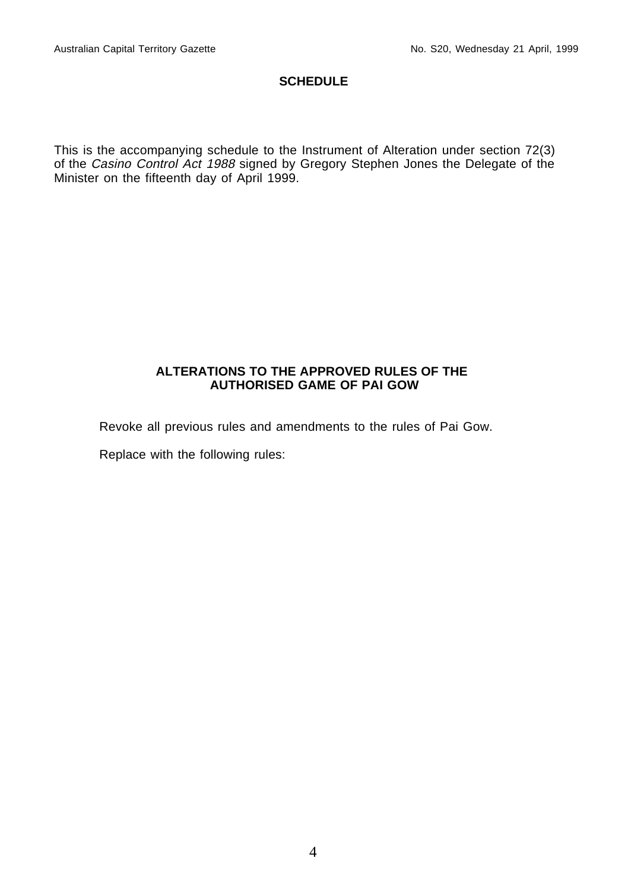## SCHEDULE

This is the accompanying schedule to the Instrument of Alteration under section 72(3) of the *Casino Control Act 1988* signed by Gregory Stephen Jones the Delegate of the Minister on the fifteenth day of April 1999.

## ALTERATIONS TO THE APPROVED RULES OF THE AUTHORISED GAME OF PAI GOW

Revoke all previous rules and amendments to the rules of Pai Gow.

Replace with the following rules: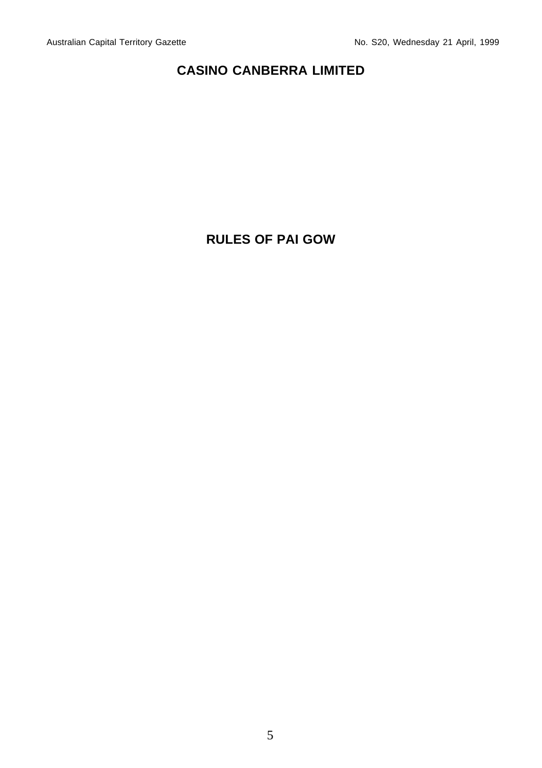# CASINO CANBERRA LIMITED

## RULES OF PAI GOW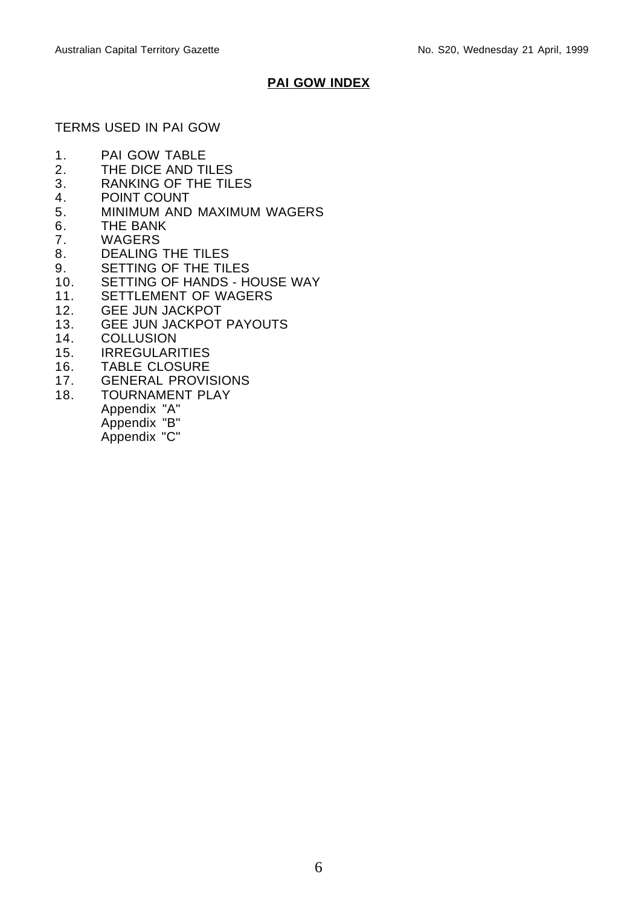# **PAI GOW INDEX**

TERMS USED IN PAI GOW

1. PAI GOW TABLE
2. THE DICE AND TILES
3. RANKING OF THE TILES
4. POINT COUNT
5. MINIMUM AND MAXIMUM WAGERS
6. THE BANK
7. WAGERS
8. DEALING THE TILES
9. SETTING OF THE TILES
10. SETTING OF HANDS - HOUSE WAY
11. SETTLEMENT OF WAGERS
12. GEE JUN JACKPOT
13. GEE JUN JACKPOT PAYOUTS
14. COLLUSION
15. IRREGULARITIES
16. TABLE CLOSURE
17. GENERAL PROVISIONS
18. TOURNAMENT PLAY

    Appendix "A"
    Appendix "B"
    Appendix "C"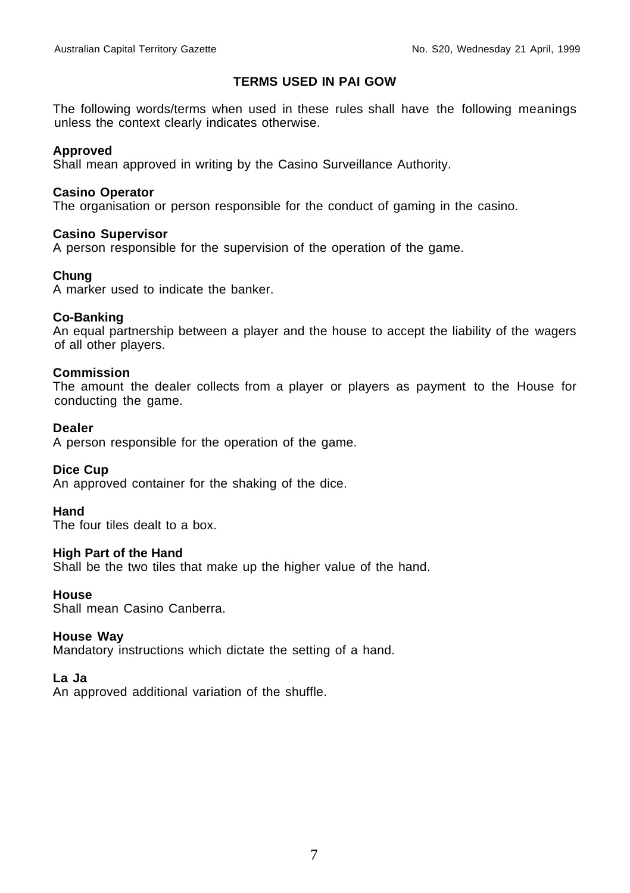## TERMS USED IN PAI GOW

The following words/terms when used in these rules shall have the following meanings unless the context clearly indicates otherwise.

**Approved**
Shall mean approved in writing by the Casino Surveillance Authority.

**Casino Operator**
The organisation or person responsible for the conduct of gaming in the casino.

**Casino Supervisor**
A person responsible for the supervision of the operation of the game.

**Chung**
A marker used to indicate the banker.

**Co-Banking**
An equal partnership between a player and the house to accept the liability of the wagers of all other players.

**Commission**
The amount the dealer collects from a player or players as payment to the House for conducting the game.

**Dealer**
A person responsible for the operation of the game.

**Dice Cup**
An approved container for the shaking of the dice.

**Hand**
The four tiles dealt to a box.

**High Part of the Hand**
Shall be the two tiles that make up the higher value of the hand.

**House**
Shall mean Casino Canberra.

**House Way**
Mandatory instructions which dictate the setting of a hand.

**La Ja**
An approved additional variation of the shuffle.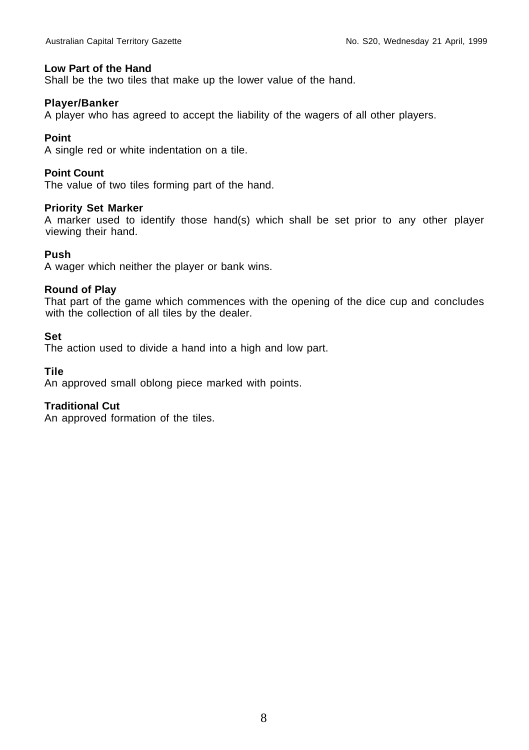**Low Part of the Hand**
Shall be the two tiles that make up the lower value of the hand.

**Player/Banker**
A player who has agreed to accept the liability of the wagers of all other players.

**Point**
A single red or white indentation on a tile.

**Point Count**
The value of two tiles forming part of the hand.

**Priority Set Marker**
A marker used to identify those hand(s) which shall be set prior to any other player viewing their hand.

**Push**
A wager which neither the player or bank wins.

**Round of Play**
That part of the game which commences with the opening of the dice cup and concludes with the collection of all tiles by the dealer.

**Set**
The action used to divide a hand into a high and low part.

**Tile**
An approved small oblong piece marked with points.

**Traditional Cut**
An approved formation of the tiles.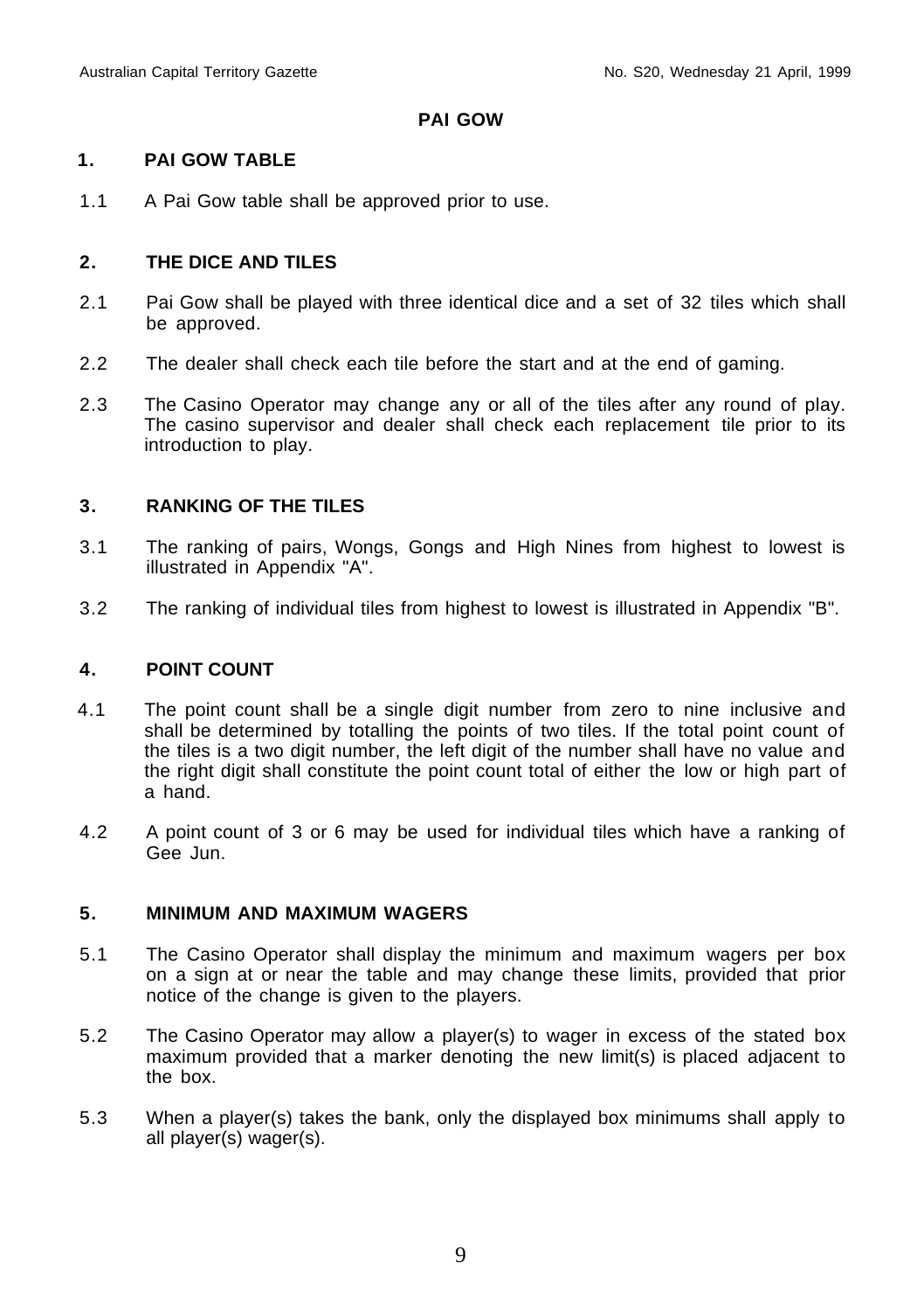# PAI GOW

## 1. PAI GOW TABLE

1.1 A Pai Gow table shall be approved prior to use.

## 2. THE DICE AND TILES

2.1 Pai Gow shall be played with three identical dice and a set of 32 tiles which shall be approved.

2.2 The dealer shall check each tile before the start and at the end of gaming.

2.3 The Casino Operator may change any or all of the tiles after any round of play. The casino supervisor and dealer shall check each replacement tile prior to its introduction to play.

## 3. RANKING OF THE TILES

3.1 The ranking of pairs, Wongs, Gongs and High Nines from highest to lowest is illustrated in Appendix "A".

3.2 The ranking of individual tiles from highest to lowest is illustrated in Appendix "B".

## 4. POINT COUNT

4.1 The point count shall be a single digit number from zero to nine inclusive and shall be determined by totalling the points of two tiles. If the total point count of the tiles is a two digit number, the left digit of the number shall have no value and the right digit shall constitute the point count total of either the low or high part of a hand.

4.2 A point count of 3 or 6 may be used for individual tiles which have a ranking of Gee Jun.

## 5. MINIMUM AND MAXIMUM WAGERS

5.1 The Casino Operator shall display the minimum and maximum wagers per box on a sign at or near the table and may change these limits, provided that prior notice of the change is given to the players.

5.2 The Casino Operator may allow a player(s) to wager in excess of the stated box maximum provided that a marker denoting the new limit(s) is placed adjacent to the box.

5.3 When a player(s) takes the bank, only the displayed box minimums shall apply to all player(s) wager(s).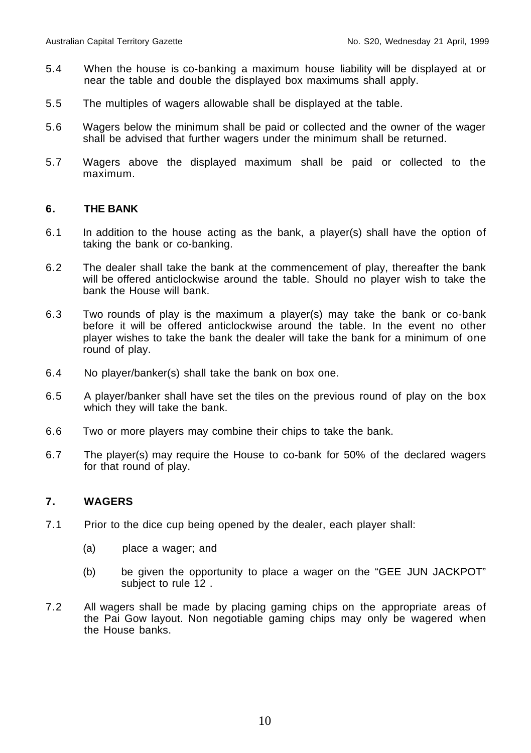5.4 When the house is co-banking a maximum house liability will be displayed at or near the table and double the displayed box maximums shall apply.

5.5 The multiples of wagers allowable shall be displayed at the table.

5.6 Wagers below the minimum shall be paid or collected and the owner of the wager shall be advised that further wagers under the minimum shall be returned.

5.7 Wagers above the displayed maximum shall be paid or collected to the maximum.

## 6. THE BANK

6.1 In addition to the house acting as the bank, a player(s) shall have the option of taking the bank or co-banking.

6.2 The dealer shall take the bank at the commencement of play, thereafter the bank will be offered anticlockwise around the table. Should no player wish to take the bank the House will bank.

6.3 Two rounds of play is the maximum a player(s) may take the bank or co-bank before it will be offered anticlockwise around the table. In the event no other player wishes to take the bank the dealer will take the bank for a minimum of one round of play.

6.4 No player/banker(s) shall take the bank on box one.

6.5 A player/banker shall have set the tiles on the previous round of play on the box which they will take the bank.

6.6 Two or more players may combine their chips to take the bank.

6.7 The player(s) may require the House to co-bank for 50% of the declared wagers for that round of play.

## 7. WAGERS

7.1 Prior to the dice cup being opened by the dealer, each player shall:

(a) place a wager; and

(b) be given the opportunity to place a wager on the "GEE JUN JACKPOT" subject to rule 12 .

7.2 All wagers shall be made by placing gaming chips on the appropriate areas of the Pai Gow layout. Non negotiable gaming chips may only be wagered when the House banks.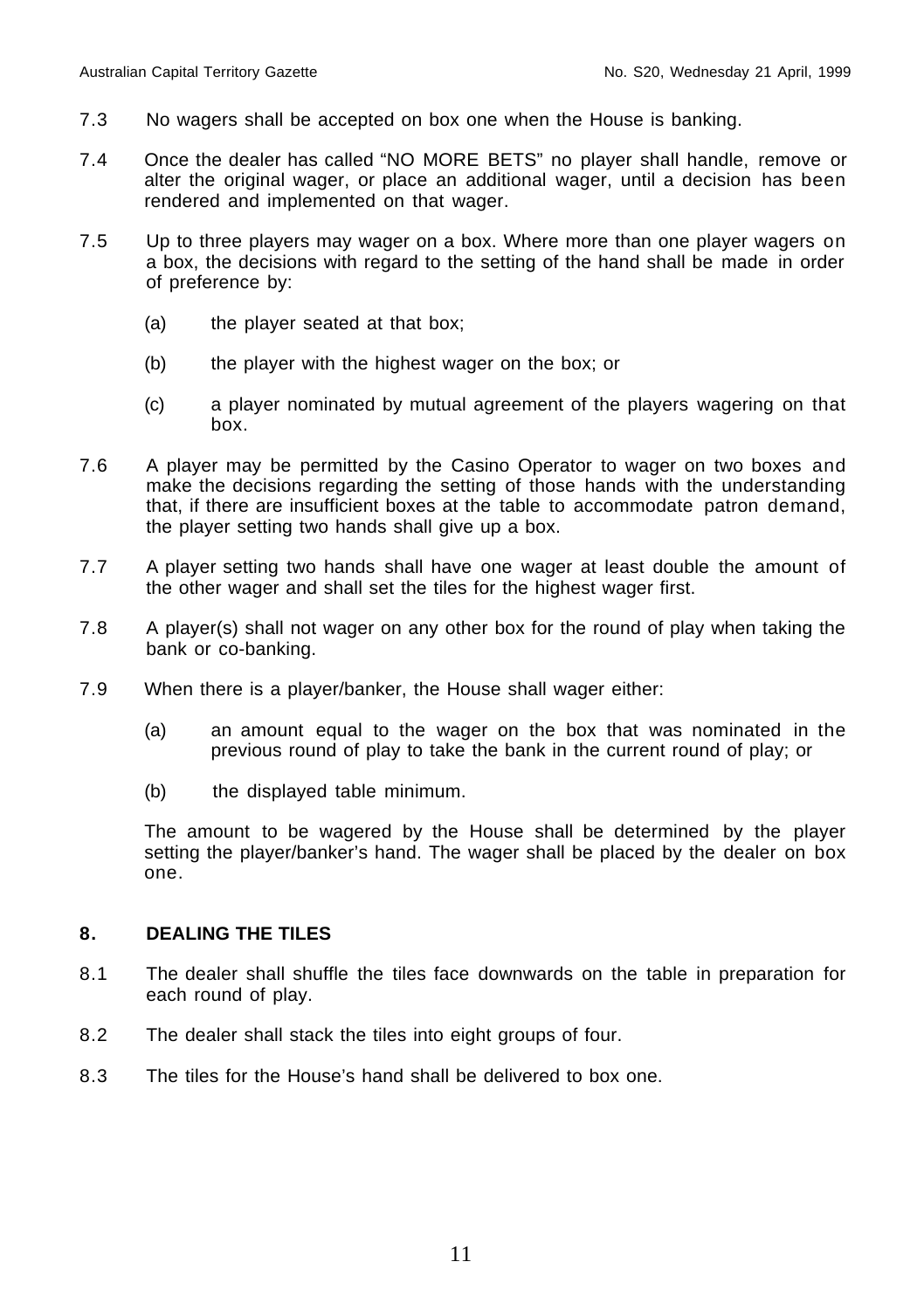7.3 No wagers shall be accepted on box one when the House is banking.

7.4 Once the dealer has called "NO MORE BETS" no player shall handle, remove or alter the original wager, or place an additional wager, until a decision has been rendered and implemented on that wager.

7.5 Up to three players may wager on a box. Where more than one player wagers on a box, the decisions with regard to the setting of the hand shall be made in order of preference by:

(a) the player seated at that box;

(b) the player with the highest wager on the box; or

(c) a player nominated by mutual agreement of the players wagering on that box.

7.6 A player may be permitted by the Casino Operator to wager on two boxes and make the decisions regarding the setting of those hands with the understanding that, if there are insufficient boxes at the table to accommodate patron demand, the player setting two hands shall give up a box.

7.7 A player setting two hands shall have one wager at least double the amount of the other wager and shall set the tiles for the highest wager first.

7.8 A player(s) shall not wager on any other box for the round of play when taking the bank or co-banking.

7.9 When there is a player/banker, the House shall wager either:

(a) an amount equal to the wager on the box that was nominated in the previous round of play to take the bank in the current round of play; or

(b) the displayed table minimum.

The amount to be wagered by the House shall be determined by the player setting the player/banker's hand. The wager shall be placed by the dealer on box one.

## 8. DEALING THE TILES

8.1 The dealer shall shuffle the tiles face downwards on the table in preparation for each round of play.

8.2 The dealer shall stack the tiles into eight groups of four.

8.3 The tiles for the House's hand shall be delivered to box one.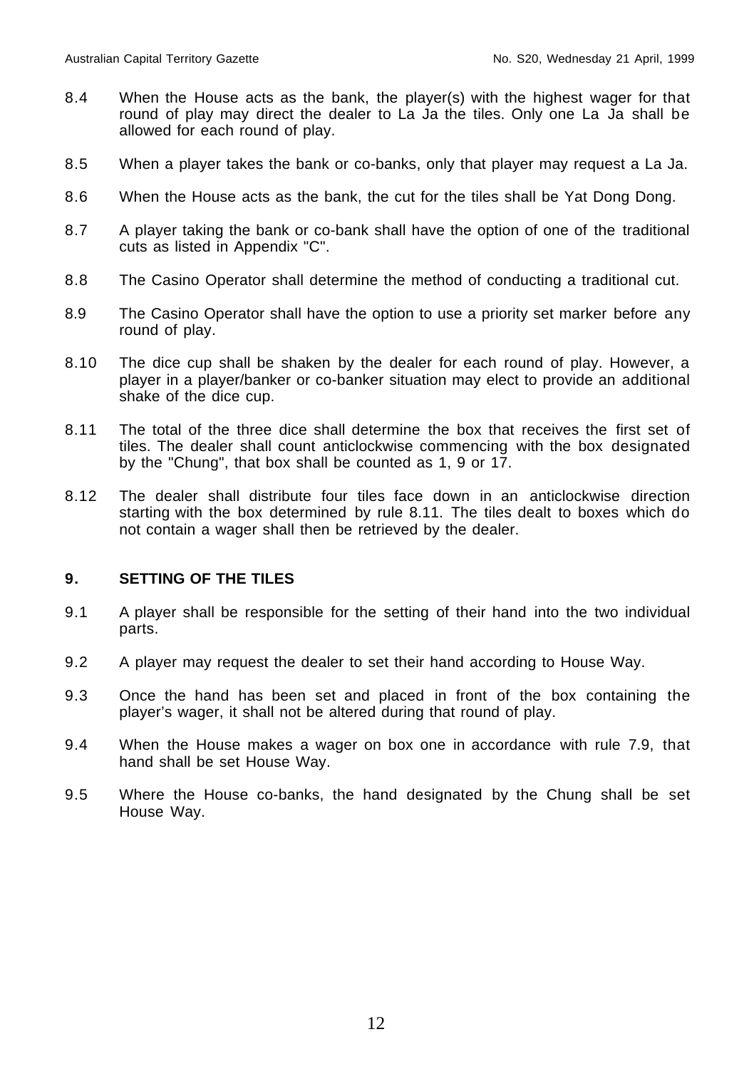8.4 When the House acts as the bank, the player(s) with the highest wager for that round of play may direct the dealer to La Ja the tiles. Only one La Ja shall be allowed for each round of play.

8.5 When a player takes the bank or co-banks, only that player may request a La Ja.

8.6 When the House acts as the bank, the cut for the tiles shall be Yat Dong Dong.

8.7 A player taking the bank or co-bank shall have the option of one of the traditional cuts as listed in Appendix "C".

8.8 The Casino Operator shall determine the method of conducting a traditional cut.

8.9 The Casino Operator shall have the option to use a priority set marker before any round of play.

8.10 The dice cup shall be shaken by the dealer for each round of play. However, a player in a player/banker or co-banker situation may elect to provide an additional shake of the dice cup.

8.11 The total of the three dice shall determine the box that receives the first set of tiles. The dealer shall count anticlockwise commencing with the box designated by the "Chung", that box shall be counted as 1, 9 or 17.

8.12 The dealer shall distribute four tiles face down in an anticlockwise direction starting with the box determined by rule 8.11. The tiles dealt to boxes which do not contain a wager shall then be retrieved by the dealer.

## 9. SETTING OF THE TILES

9.1 A player shall be responsible for the setting of their hand into the two individual parts.

9.2 A player may request the dealer to set their hand according to House Way.

9.3 Once the hand has been set and placed in front of the box containing the player's wager, it shall not be altered during that round of play.

9.4 When the House makes a wager on box one in accordance with rule 7.9, that hand shall be set House Way.

9.5 Where the House co-banks, the hand designated by the Chung shall be set House Way.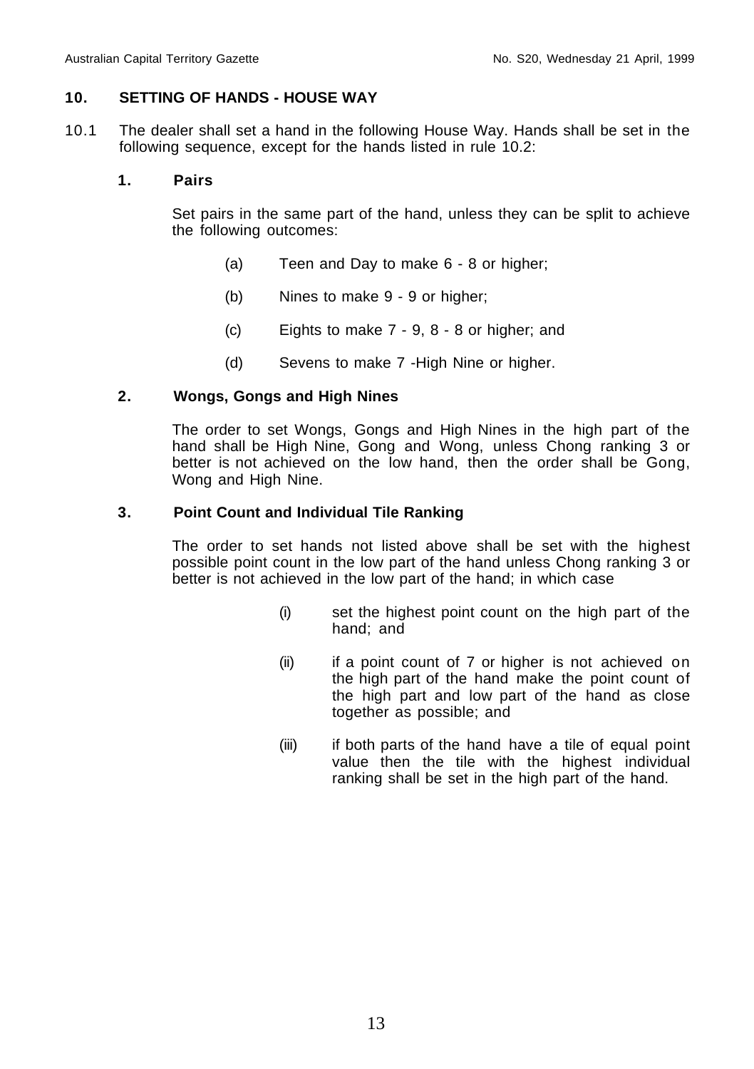## 10. SETTING OF HANDS - HOUSE WAY

10.1 The dealer shall set a hand in the following House Way. Hands shall be set in the following sequence, except for the hands listed in rule 10.2:

### 1. Pairs

Set pairs in the same part of the hand, unless they can be split to achieve the following outcomes:

(a) Teen and Day to make 6 - 8 or higher;

(b) Nines to make 9 - 9 or higher;

(c) Eights to make 7 - 9, 8 - 8 or higher; and

(d) Sevens to make 7 -High Nine or higher.

### 2. Wongs, Gongs and High Nines

The order to set Wongs, Gongs and High Nines in the high part of the hand shall be High Nine, Gong and Wong, unless Chong ranking 3 or better is not achieved on the low hand, then the order shall be Gong, Wong and High Nine.

### 3. Point Count and Individual Tile Ranking

The order to set hands not listed above shall be set with the highest possible point count in the low part of the hand unless Chong ranking 3 or better is not achieved in the low part of the hand; in which case

(i) set the highest point count on the high part of the hand; and

(ii) if a point count of 7 or higher is not achieved on the high part of the hand make the point count of the high part and low part of the hand as close together as possible; and

(iii) if both parts of the hand have a tile of equal point value then the tile with the highest individual ranking shall be set in the high part of the hand.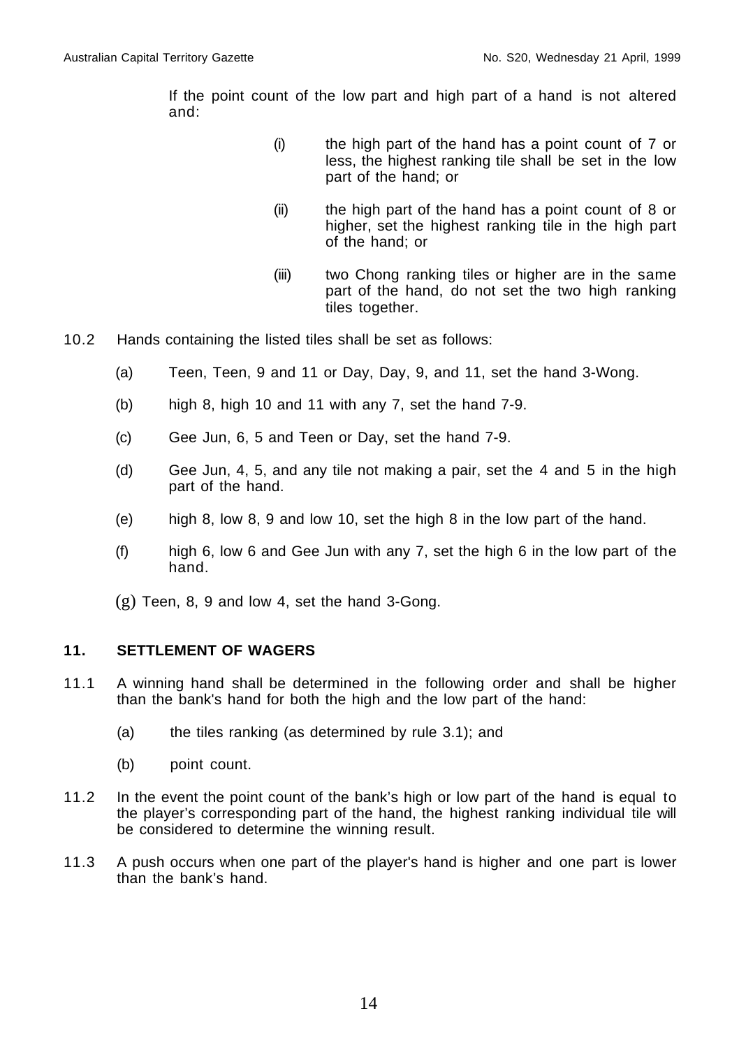If the point count of the low part and high part of a hand is not altered and:

(i) the high part of the hand has a point count of 7 or less, the highest ranking tile shall be set in the low part of the hand; or

(ii) the high part of the hand has a point count of 8 or higher, set the highest ranking tile in the high part of the hand; or

(iii) two Chong ranking tiles or higher are in the same part of the hand, do not set the two high ranking tiles together.

10.2 Hands containing the listed tiles shall be set as follows:

(a) Teen, Teen, 9 and 11 or Day, Day, 9, and 11, set the hand 3-Wong.

(b) high 8, high 10 and 11 with any 7, set the hand 7-9.

(c) Gee Jun, 6, 5 and Teen or Day, set the hand 7-9.

(d) Gee Jun, 4, 5, and any tile not making a pair, set the 4 and 5 in the high part of the hand.

(e) high 8, low 8, 9 and low 10, set the high 8 in the low part of the hand.

(f) high 6, low 6 and Gee Jun with any 7, set the high 6 in the low part of the hand.

(g) Teen, 8, 9 and low 4, set the hand 3-Gong.

## 11. SETTLEMENT OF WAGERS

11.1 A winning hand shall be determined in the following order and shall be higher than the bank's hand for both the high and the low part of the hand:

(a) the tiles ranking (as determined by rule 3.1); and

(b) point count.

11.2 In the event the point count of the bank's high or low part of the hand is equal to the player's corresponding part of the hand, the highest ranking individual tile will be considered to determine the winning result.

11.3 A push occurs when one part of the player's hand is higher and one part is lower than the bank's hand.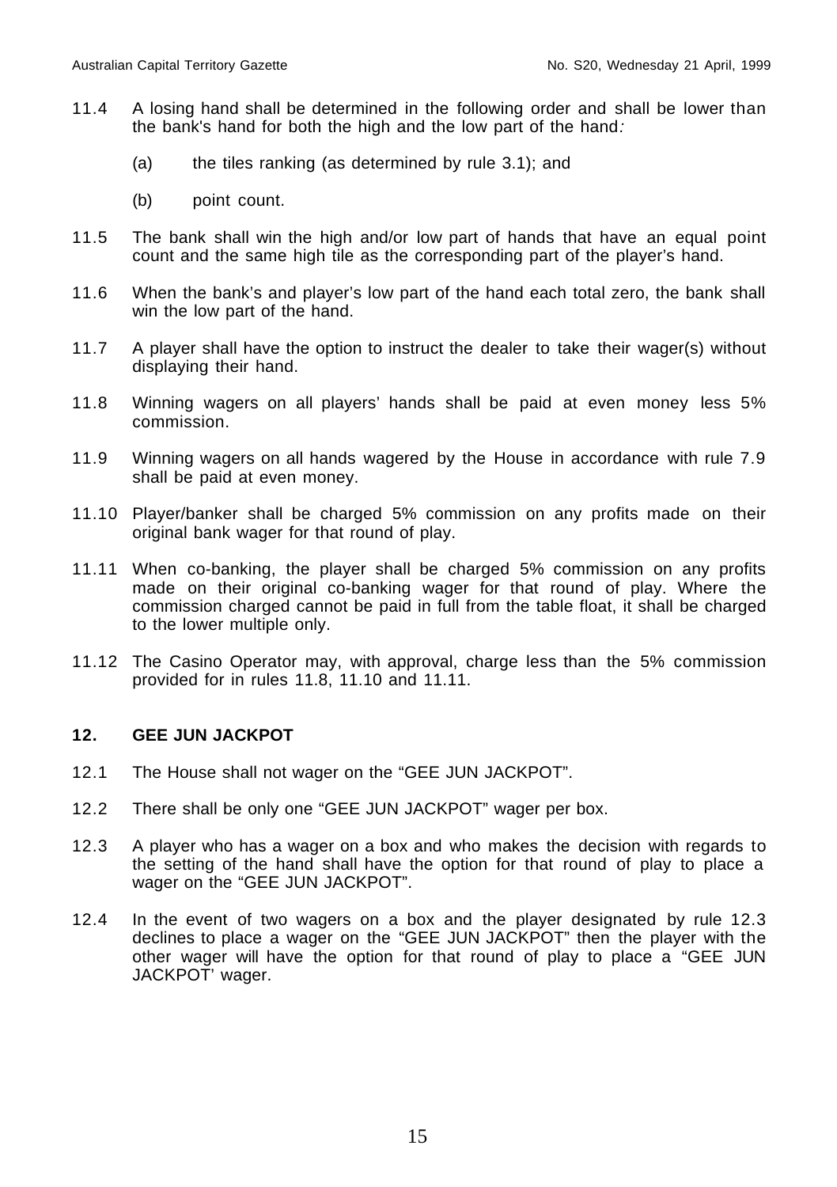11.4 A losing hand shall be determined in the following order and shall be lower than the bank's hand for both the high and the low part of the hand:

  (a) the tiles ranking (as determined by rule 3.1); and

  (b) point count.

11.5 The bank shall win the high and/or low part of hands that have an equal point count and the same high tile as the corresponding part of the player's hand.

11.6 When the bank's and player's low part of the hand each total zero, the bank shall win the low part of the hand.

11.7 A player shall have the option to instruct the dealer to take their wager(s) without displaying their hand.

11.8 Winning wagers on all players' hands shall be paid at even money less 5% commission.

11.9 Winning wagers on all hands wagered by the House in accordance with rule 7.9 shall be paid at even money.

11.10 Player/banker shall be charged 5% commission on any profits made on their original bank wager for that round of play.

11.11 When co-banking, the player shall be charged 5% commission on any profits made on their original co-banking wager for that round of play. Where the commission charged cannot be paid in full from the table float, it shall be charged to the lower multiple only.

11.12 The Casino Operator may, with approval, charge less than the 5% commission provided for in rules 11.8, 11.10 and 11.11.

## 12. GEE JUN JACKPOT

12.1 The House shall not wager on the "GEE JUN JACKPOT".

12.2 There shall be only one "GEE JUN JACKPOT" wager per box.

12.3 A player who has a wager on a box and who makes the decision with regards to the setting of the hand shall have the option for that round of play to place a wager on the "GEE JUN JACKPOT".

12.4 In the event of two wagers on a box and the player designated by rule 12.3 declines to place a wager on the "GEE JUN JACKPOT" then the player with the other wager will have the option for that round of play to place a "GEE JUN JACKPOT' wager.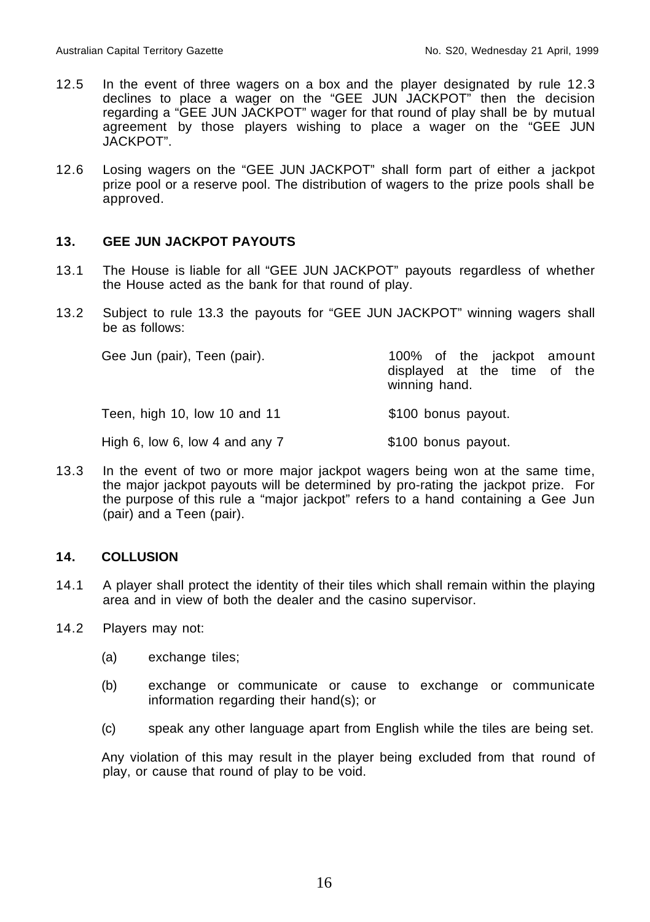12.5 In the event of three wagers on a box and the player designated by rule 12.3 declines to place a wager on the "GEE JUN JACKPOT" then the decision regarding a "GEE JUN JACKPOT" wager for that round of play shall be by mutual agreement by those players wishing to place a wager on the "GEE JUN JACKPOT".

12.6 Losing wagers on the "GEE JUN JACKPOT" shall form part of either a jackpot prize pool or a reserve pool. The distribution of wagers to the prize pools shall be approved.

## 13. GEE JUN JACKPOT PAYOUTS

13.1 The House is liable for all "GEE JUN JACKPOT" payouts regardless of whether the House acted as the bank for that round of play.

13.2 Subject to rule 13.3 the payouts for "GEE JUN JACKPOT" winning wagers shall be as follows:

| | |
|---|---|
| Gee Jun (pair), Teen (pair). | 100% of the jackpot amount displayed at the time of the winning hand. |
| Teen, high 10, low 10 and 11 | $100 bonus payout. |
| High 6, low 6, low 4 and any 7 | $100 bonus payout. |

13.3 In the event of two or more major jackpot wagers being won at the same time, the major jackpot payouts will be determined by pro-rating the jackpot prize. For the purpose of this rule a "major jackpot" refers to a hand containing a Gee Jun (pair) and a Teen (pair).

## 14. COLLUSION

14.1 A player shall protect the identity of their tiles which shall remain within the playing area and in view of both the dealer and the casino supervisor.

14.2 Players may not:

(a) exchange tiles;

(b) exchange or communicate or cause to exchange or communicate information regarding their hand(s); or

(c) speak any other language apart from English while the tiles are being set.

Any violation of this may result in the player being excluded from that round of play, or cause that round of play to be void.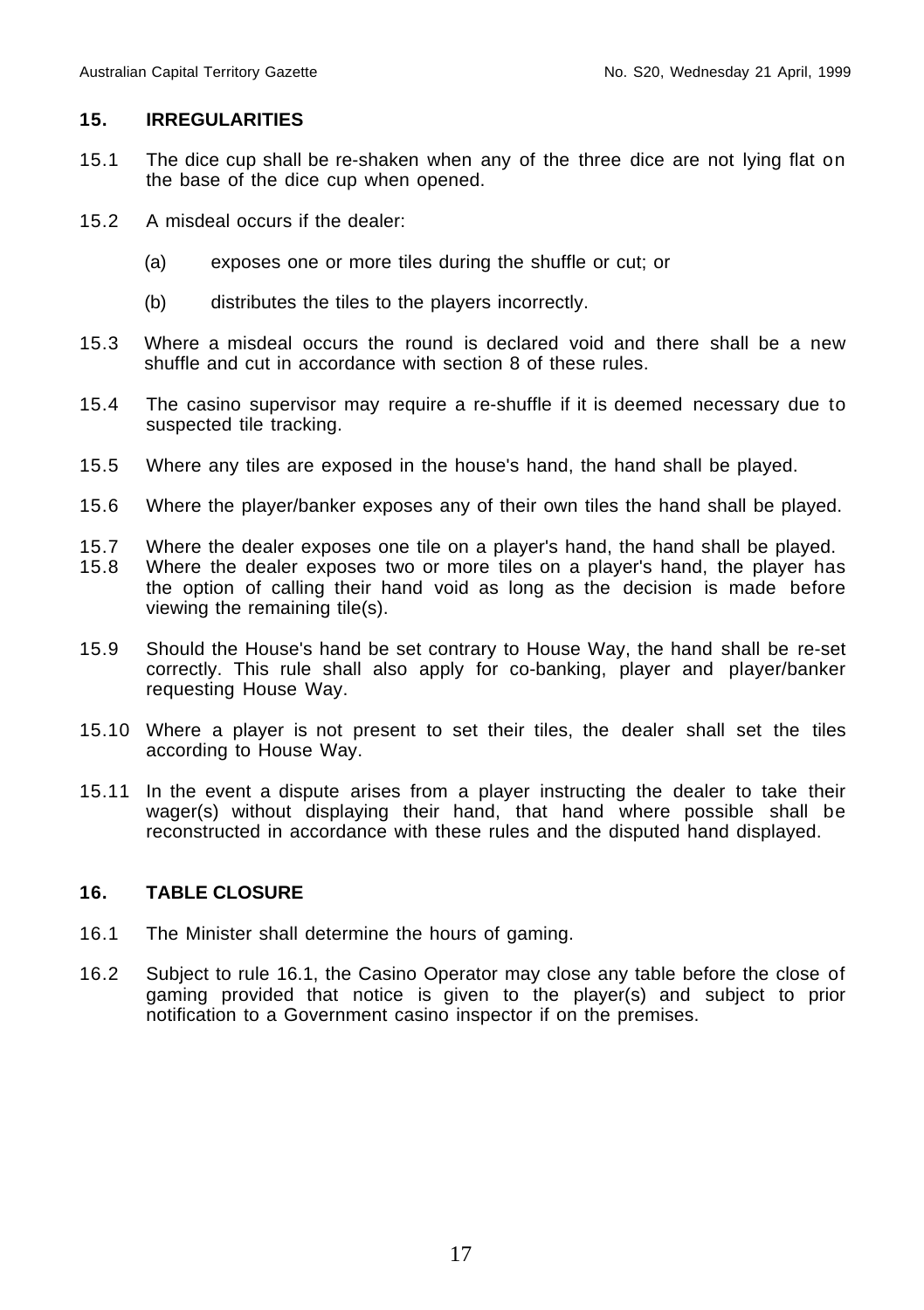## 15. IRREGULARITIES

15.1 The dice cup shall be re-shaken when any of the three dice are not lying flat on the base of the dice cup when opened.

15.2 A misdeal occurs if the dealer:

(a) exposes one or more tiles during the shuffle or cut; or

(b) distributes the tiles to the players incorrectly.

15.3 Where a misdeal occurs the round is declared void and there shall be a new shuffle and cut in accordance with section 8 of these rules.

15.4 The casino supervisor may require a re-shuffle if it is deemed necessary due to suspected tile tracking.

15.5 Where any tiles are exposed in the house's hand, the hand shall be played.

15.6 Where the player/banker exposes any of their own tiles the hand shall be played.

15.7 Where the dealer exposes one tile on a player's hand, the hand shall be played.

15.8 Where the dealer exposes two or more tiles on a player's hand, the player has the option of calling their hand void as long as the decision is made before viewing the remaining tile(s).

15.9 Should the House's hand be set contrary to House Way, the hand shall be re-set correctly. This rule shall also apply for co-banking, player and player/banker requesting House Way.

15.10 Where a player is not present to set their tiles, the dealer shall set the tiles according to House Way.

15.11 In the event a dispute arises from a player instructing the dealer to take their wager(s) without displaying their hand, that hand where possible shall be reconstructed in accordance with these rules and the disputed hand displayed.

## 16. TABLE CLOSURE

16.1 The Minister shall determine the hours of gaming.

16.2 Subject to rule 16.1, the Casino Operator may close any table before the close of gaming provided that notice is given to the player(s) and subject to prior notification to a Government casino inspector if on the premises.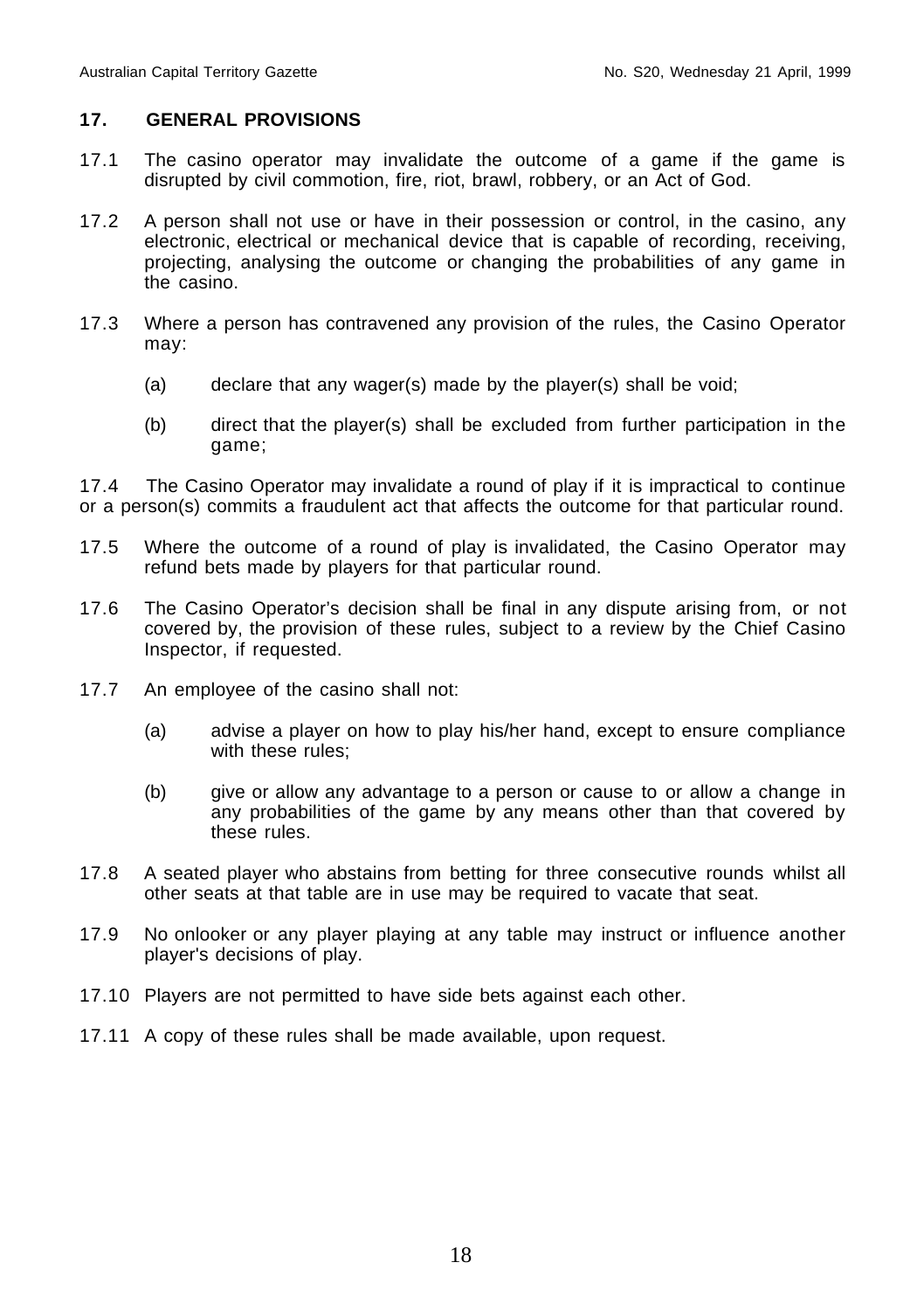## 17. GENERAL PROVISIONS

17.1 The casino operator may invalidate the outcome of a game if the game is disrupted by civil commotion, fire, riot, brawl, robbery, or an Act of God.

17.2 A person shall not use or have in their possession or control, in the casino, any electronic, electrical or mechanical device that is capable of recording, receiving, projecting, analysing the outcome or changing the probabilities of any game in the casino.

17.3 Where a person has contravened any provision of the rules, the Casino Operator may:

(a) declare that any wager(s) made by the player(s) shall be void;

(b) direct that the player(s) shall be excluded from further participation in the game;

17.4 The Casino Operator may invalidate a round of play if it is impractical to continue or a person(s) commits a fraudulent act that affects the outcome for that particular round.

17.5 Where the outcome of a round of play is invalidated, the Casino Operator may refund bets made by players for that particular round.

17.6 The Casino Operator's decision shall be final in any dispute arising from, or not covered by, the provision of these rules, subject to a review by the Chief Casino Inspector, if requested.

17.7 An employee of the casino shall not:

(a) advise a player on how to play his/her hand, except to ensure compliance with these rules;

(b) give or allow any advantage to a person or cause to or allow a change in any probabilities of the game by any means other than that covered by these rules.

17.8 A seated player who abstains from betting for three consecutive rounds whilst all other seats at that table are in use may be required to vacate that seat.

17.9 No onlooker or any player playing at any table may instruct or influence another player's decisions of play.

17.10 Players are not permitted to have side bets against each other.

17.11 A copy of these rules shall be made available, upon request.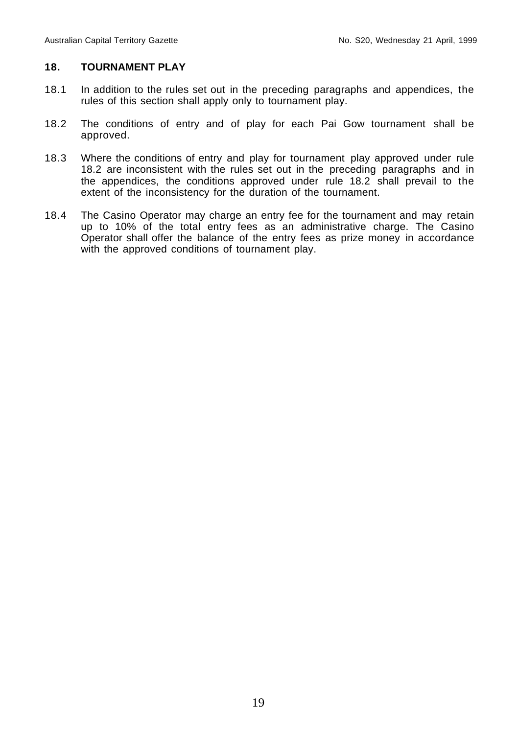## 18. TOURNAMENT PLAY

18.1 In addition to the rules set out in the preceding paragraphs and appendices, the rules of this section shall apply only to tournament play.

18.2 The conditions of entry and of play for each Pai Gow tournament shall be approved.

18.3 Where the conditions of entry and play for tournament play approved under rule 18.2 are inconsistent with the rules set out in the preceding paragraphs and in the appendices, the conditions approved under rule 18.2 shall prevail to the extent of the inconsistency for the duration of the tournament.

18.4 The Casino Operator may charge an entry fee for the tournament and may retain up to 10% of the total entry fees as an administrative charge. The Casino Operator shall offer the balance of the entry fees as prize money in accordance with the approved conditions of tournament play.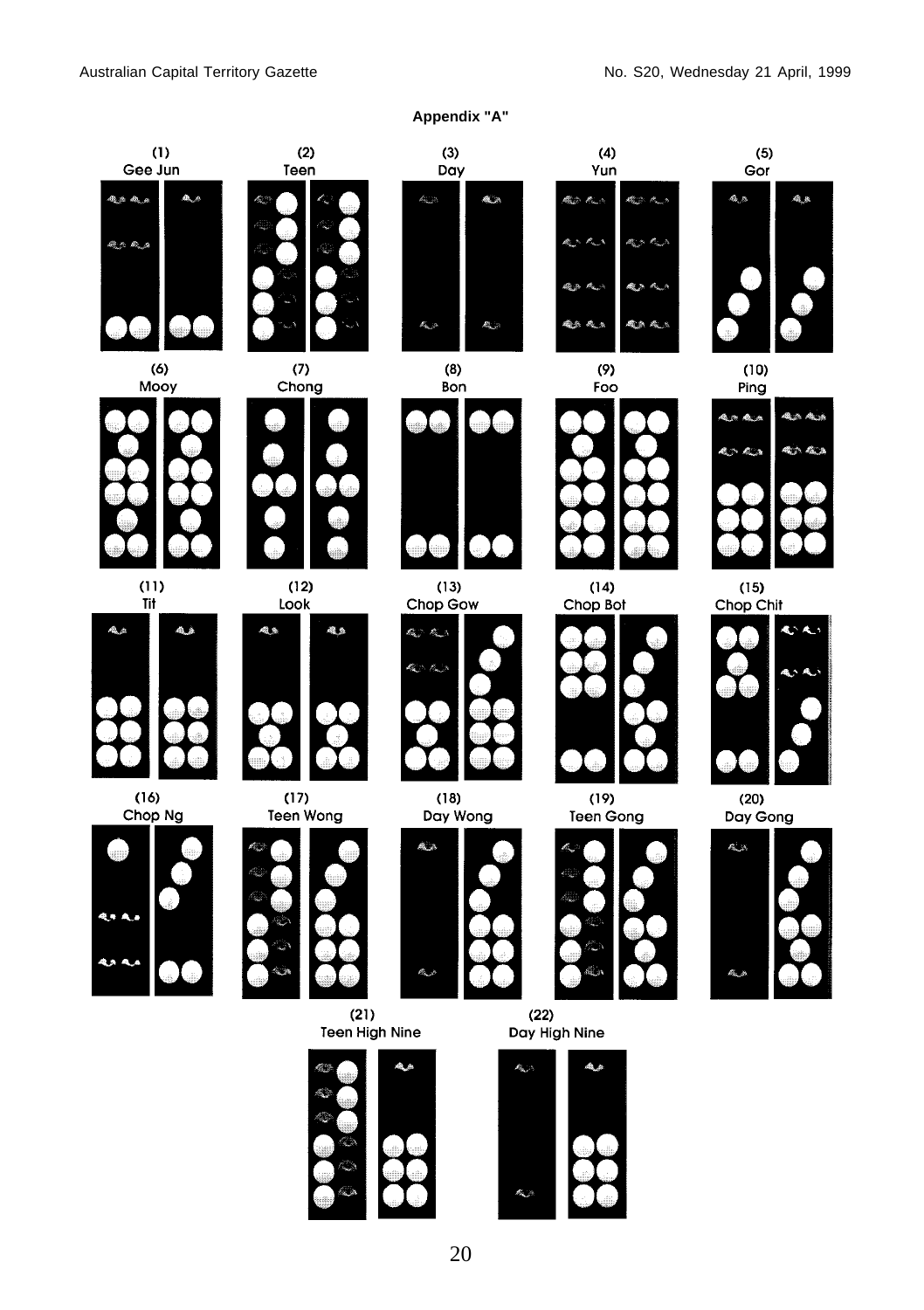**Appendix "A"**

(1) Gee Jun

(2) Teen

(3) Day

(4) Yun

(5) Gor

(6) Mooy

(7) Chong

(8) Bon

(9) Foo

(10) Ping

(11) Tit

(12) Look

(13) Chop Gow

(14) Chop Bot

(15) Chop Chit

(16) Chop Ng

(17) Teen Wong

(18) Day Wong

(19) Teen Gong

(20) Day Gong

(21) Teen High Nine

(22) Day High Nine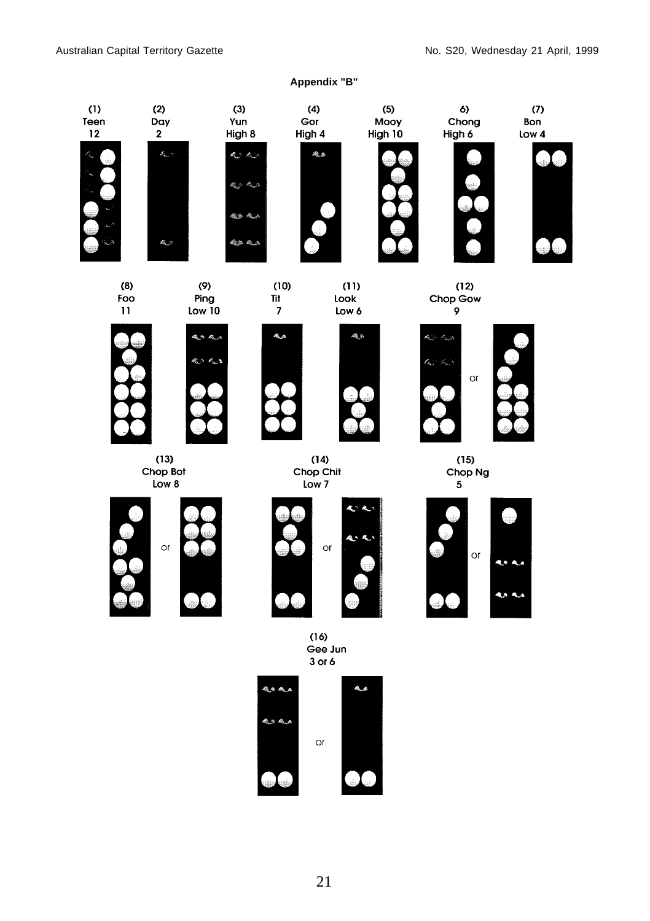**Appendix "B"**

(1) Teen 12

(2) Day 2

(3) Yun High 8

(4) Gor High 4

(5) Mooy High 10

6) Chong High 6

(7) Bon Low 4

(8) Foo 11

(9) Ping Low 10

(10) Tit 7

(11) Look Low 6

(12) Chop Gow 9

or

(13) Chop Bot Low 8

or

(14) Chop Chit Low 7

or

(15) Chop Ng 5

or

(16) Gee Jun 3 or 6

or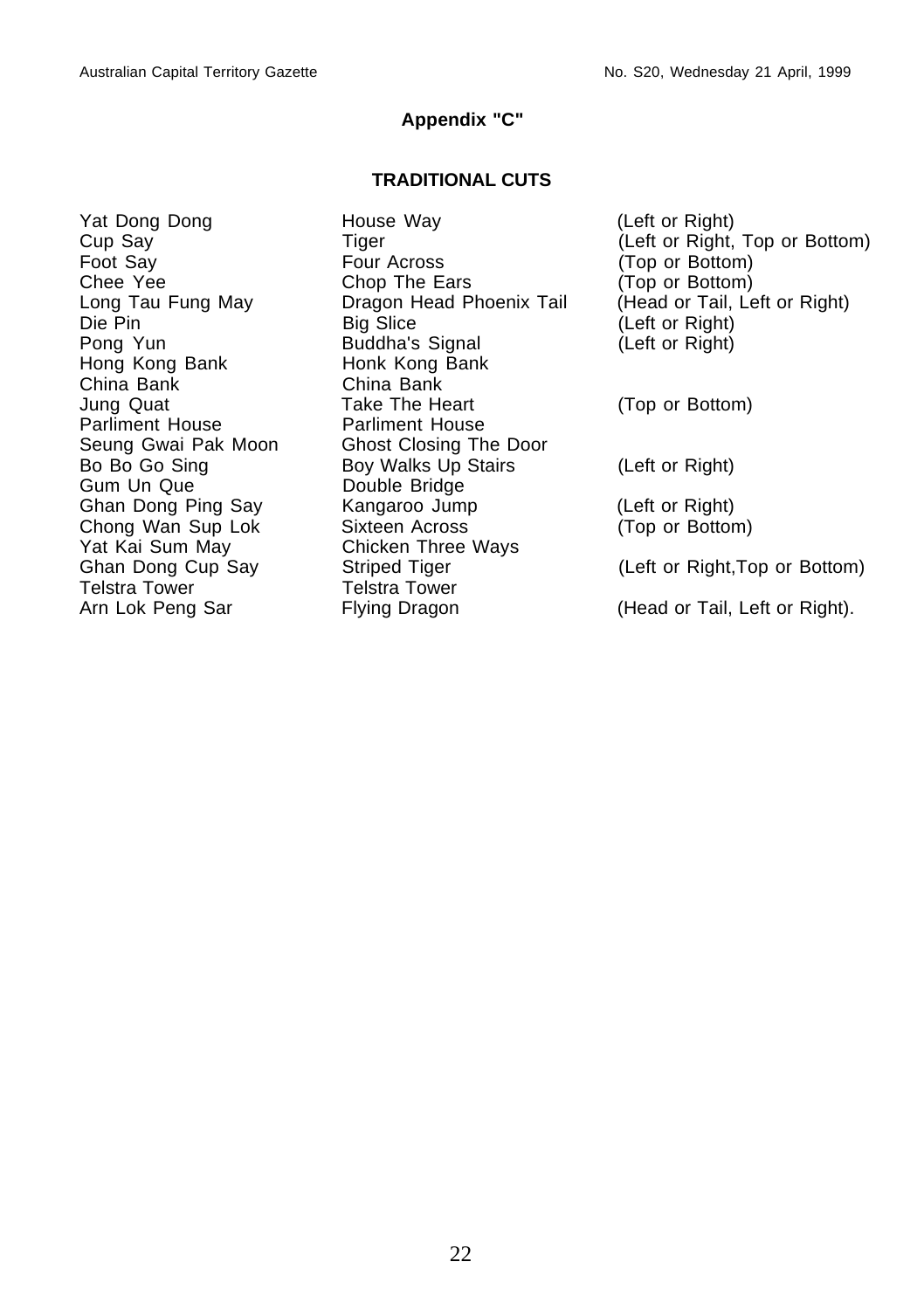## Appendix "C"

### TRADITIONAL CUTS

| | | |
|---|---|---|
| Yat Dong Dong | House Way | (Left or Right) |
| Cup Say | Tiger | (Left or Right, Top or Bottom) |
| Foot Say | Four Across | (Top or Bottom) |
| Chee Yee | Chop The Ears | (Top or Bottom) |
| Long Tau Fung May | Dragon Head Phoenix Tail | (Head or Tail, Left or Right) |
| Die Pin | Big Slice | (Left or Right) |
| Pong Yun | Buddha's Signal | (Left or Right) |
| Hong Kong Bank | Honk Kong Bank | |
| China Bank | China Bank | |
| Jung Quat | Take The Heart | (Top or Bottom) |
| Parliment House | Parliment House | |
| Seung Gwai Pak Moon | Ghost Closing The Door | |
| Bo Bo Go Sing | Boy Walks Up Stairs | (Left or Right) |
| Gum Un Que | Double Bridge | |
| Ghan Dong Ping Say | Kangaroo Jump | (Left or Right) |
| Chong Wan Sup Lok | Sixteen Across | (Top or Bottom) |
| Yat Kai Sum May | Chicken Three Ways | |
| Ghan Dong Cup Say | Striped Tiger | (Left or Right,Top or Bottom) |
| Telstra Tower | Telstra Tower | |
| Arn Lok Peng Sar | Flying Dragon | (Head or Tail, Left or Right). |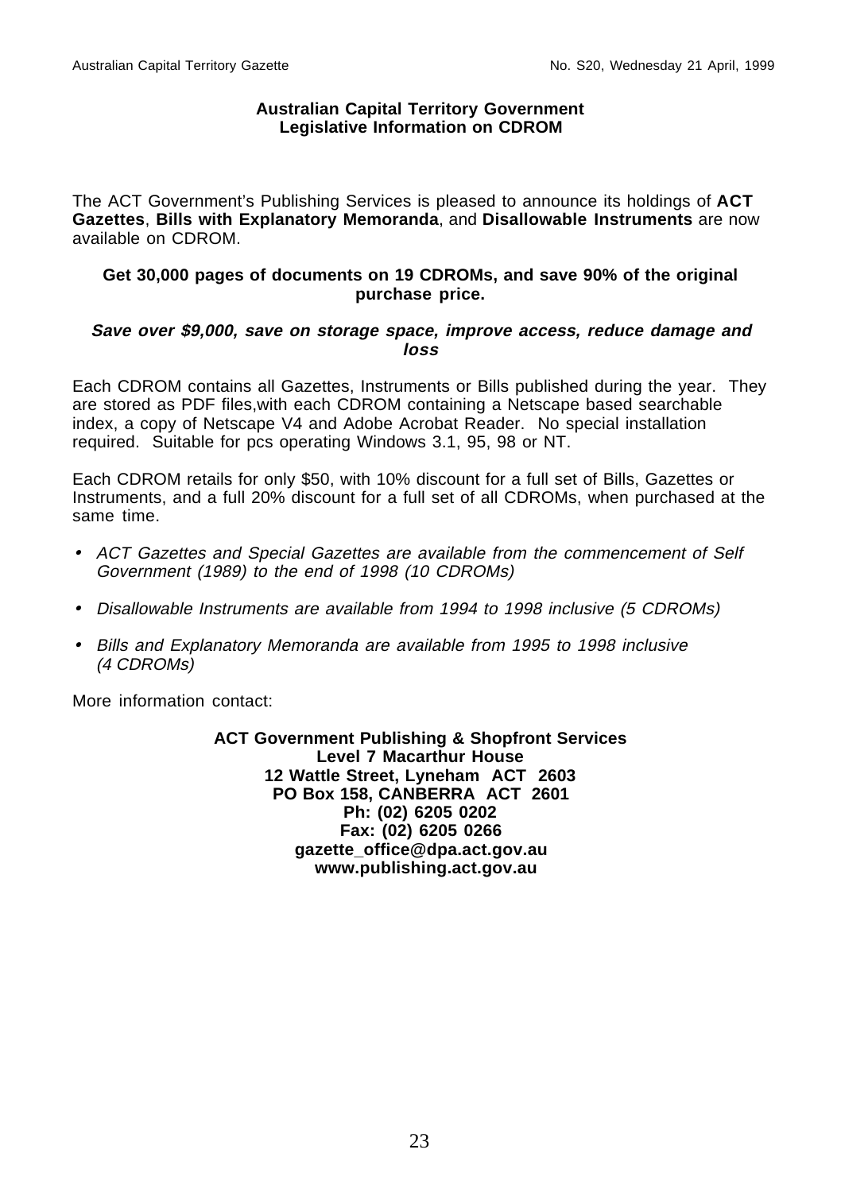**Australian Capital Territory Government**
**Legislative Information on CDROM**

The ACT Government's Publishing Services is pleased to announce its holdings of **ACT Gazettes**, **Bills with Explanatory Memoranda**, and **Disallowable Instruments** are now available on CDROM.

**Get 30,000 pages of documents on 19 CDROMs, and save 90% of the original purchase price.**

***Save over $9,000, save on storage space, improve access, reduce damage and loss***

Each CDROM contains all Gazettes, Instruments or Bills published during the year. They are stored as PDF files,with each CDROM containing a Netscape based searchable index, a copy of Netscape V4 and Adobe Acrobat Reader. No special installation required. Suitable for pcs operating Windows 3.1, 95, 98 or NT.

Each CDROM retails for only $50, with 10% discount for a full set of Bills, Gazettes or Instruments, and a full 20% discount for a full set of all CDROMs, when purchased at the same time.

- *ACT Gazettes and Special Gazettes are available from the commencement of Self Government (1989) to the end of 1998 (10 CDROMs)*
- *Disallowable Instruments are available from 1994 to 1998 inclusive (5 CDROMs)*
- *Bills and Explanatory Memoranda are available from 1995 to 1998 inclusive (4 CDROMs)*

More information contact:

**ACT Government Publishing & Shopfront Services**
**Level 7 Macarthur House**
**12 Wattle Street, Lyneham ACT 2603**
**PO Box 158, CANBERRA ACT 2601**
**Ph: (02) 6205 0202**
**Fax: (02) 6205 0266**
**gazette_office@dpa.act.gov.au**
**www.publishing.act.gov.au**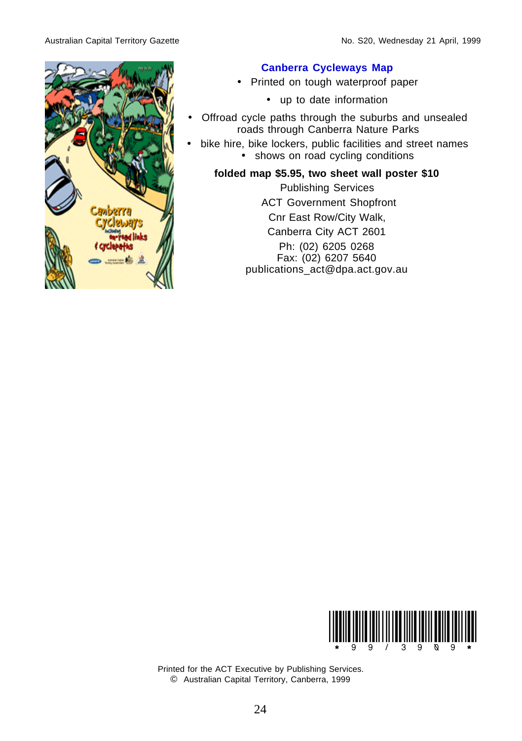## Canberra Cycleways Map

- Printed on tough waterproof paper
- up to date information
- Offroad cycle paths through the suburbs and unsealed roads through Canberra Nature Parks
- bike hire, bike lockers, public facilities and street names
- shows on road cycling conditions

**folded map $5.95, two sheet wall poster $10**

Publishing Services
ACT Government Shopfront
Cnr East Row/City Walk,
Canberra City ACT 2601
Ph: (02) 6205 0268
Fax: (02) 6207 5640
publications_act@dpa.act.gov.au

*99/39Ø9*

Printed for the ACT Executive by Publishing Services.
© Australian Capital Territory, Canberra, 1999